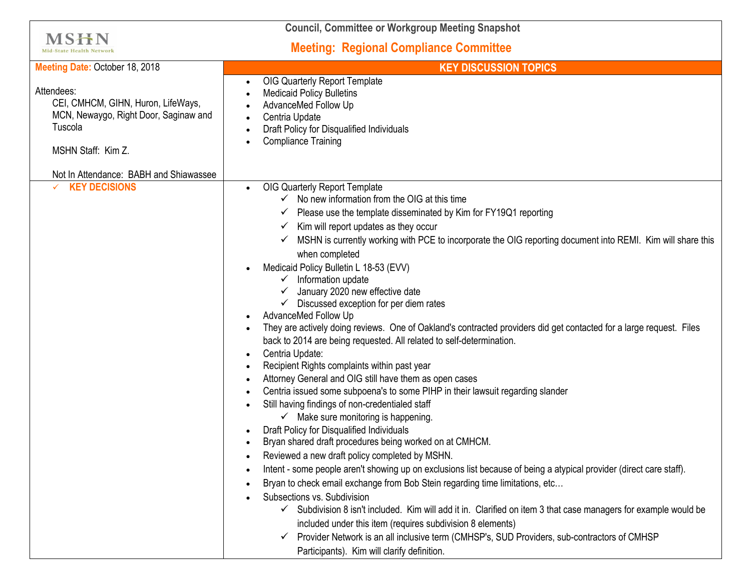MSHN
Mid-State Health Network

**Council, Committee or Workgroup Meeting Snapshot**

## Meeting: Regional Compliance Committee

| **Meeting Date:** October 18, 2018<br><br>Attendees:<br>CEI, CMHCM, GIHN, Huron, LifeWays, MCN, Newaygo, Right Door, Saginaw and Tuscola<br><br>MSHN Staff: Kim Z.<br><br>Not In Attendance: BABH and Shiawassee | **KEY DISCUSSION TOPICS**<br>• OIG Quarterly Report Template<br>• Medicaid Policy Bulletins<br>• AdvanceMed Follow Up<br>• Centria Update<br>• Draft Policy for Disqualified Individuals<br>• Compliance Training |
|---|---|
| ✓ **KEY DECISIONS** | • OIG Quarterly Report Template<br>  ✓ No new information from the OIG at this time<br>  ✓ Please use the template disseminated by Kim for FY19Q1 reporting<br>  ✓ Kim will report updates as they occur<br>  ✓ MSHN is currently working with PCE to incorporate the OIG reporting document into REMI. Kim will share this when completed<br>• Medicaid Policy Bulletin L 18-53 (EVV)<br>  ✓ Information update<br>  ✓ January 2020 new effective date<br>  ✓ Discussed exception for per diem rates<br>• AdvanceMed Follow Up<br>• They are actively doing reviews. One of Oakland's contracted providers did get contacted for a large request. Files back to 2014 are being requested. All related to self-determination.<br>• Centria Update:<br>• Recipient Rights complaints within past year<br>• Attorney General and OIG still have them as open cases<br>• Centria issued some subpoena's to some PIHP in their lawsuit regarding slander<br>• Still having findings of non-credentialed staff<br>  ✓ Make sure monitoring is happening.<br>• Draft Policy for Disqualified Individuals<br>• Bryan shared draft procedures being worked on at CMHCM.<br>• Reviewed a new draft policy completed by MSHN.<br>• Intent - some people aren't showing up on exclusions list because of being a atypical provider (direct care staff).<br>• Bryan to check email exchange from Bob Stein regarding time limitations, etc…<br>• Subsections vs. Subdivision<br>  ✓ Subdivision 8 isn't included. Kim will add it in. Clarified on item 3 that case managers for example would be included under this item (requires subdivision 8 elements)<br>  ✓ Provider Network is an all inclusive term (CMHSP's, SUD Providers, sub-contractors of CMHSP Participants). Kim will clarify definition. |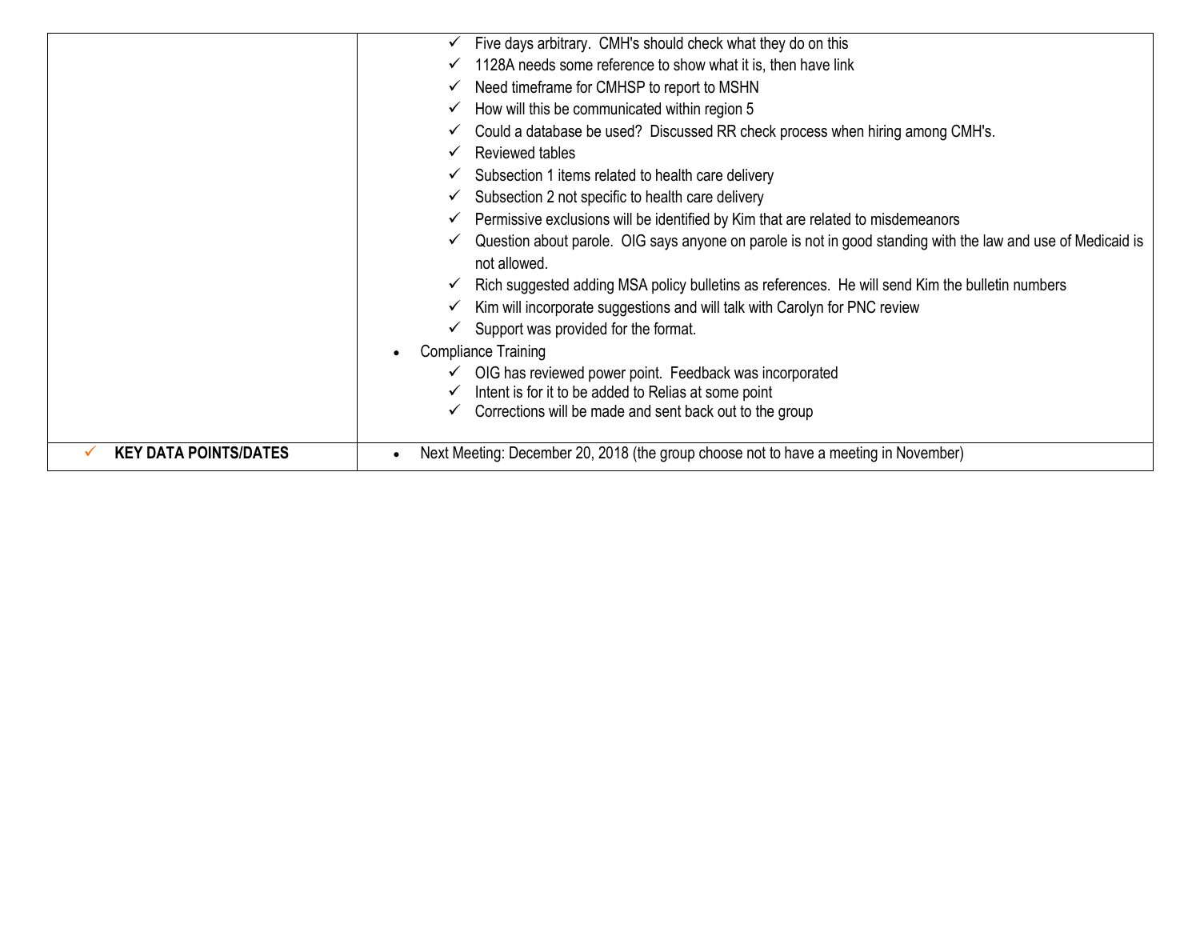| | |
|---|---|
| | ✓ Five days arbitrary. CMH's should check what they do on this<br>✓ 1128A needs some reference to show what it is, then have link<br>✓ Need timeframe for CMHSP to report to MSHN<br>✓ How will this be communicated within region 5<br>✓ Could a database be used? Discussed RR check process when hiring among CMH's.<br>✓ Reviewed tables<br>✓ Subsection 1 items related to health care delivery<br>✓ Subsection 2 not specific to health care delivery<br>✓ Permissive exclusions will be identified by Kim that are related to misdemeanors<br>✓ Question about parole. OIG says anyone on parole is not in good standing with the law and use of Medicaid is not allowed.<br>✓ Rich suggested adding MSA policy bulletins as references. He will send Kim the bulletin numbers<br>✓ Kim will incorporate suggestions and will talk with Carolyn for PNC review<br>✓ Support was provided for the format.<br>• Compliance Training<br>✓ OIG has reviewed power point. Feedback was incorporated<br>✓ Intent is for it to be added to Relias at some point<br>✓ Corrections will be made and sent back out to the group |
| ✓ **KEY DATA POINTS/DATES** | • Next Meeting: December 20, 2018 (the group choose not to have a meeting in November) |